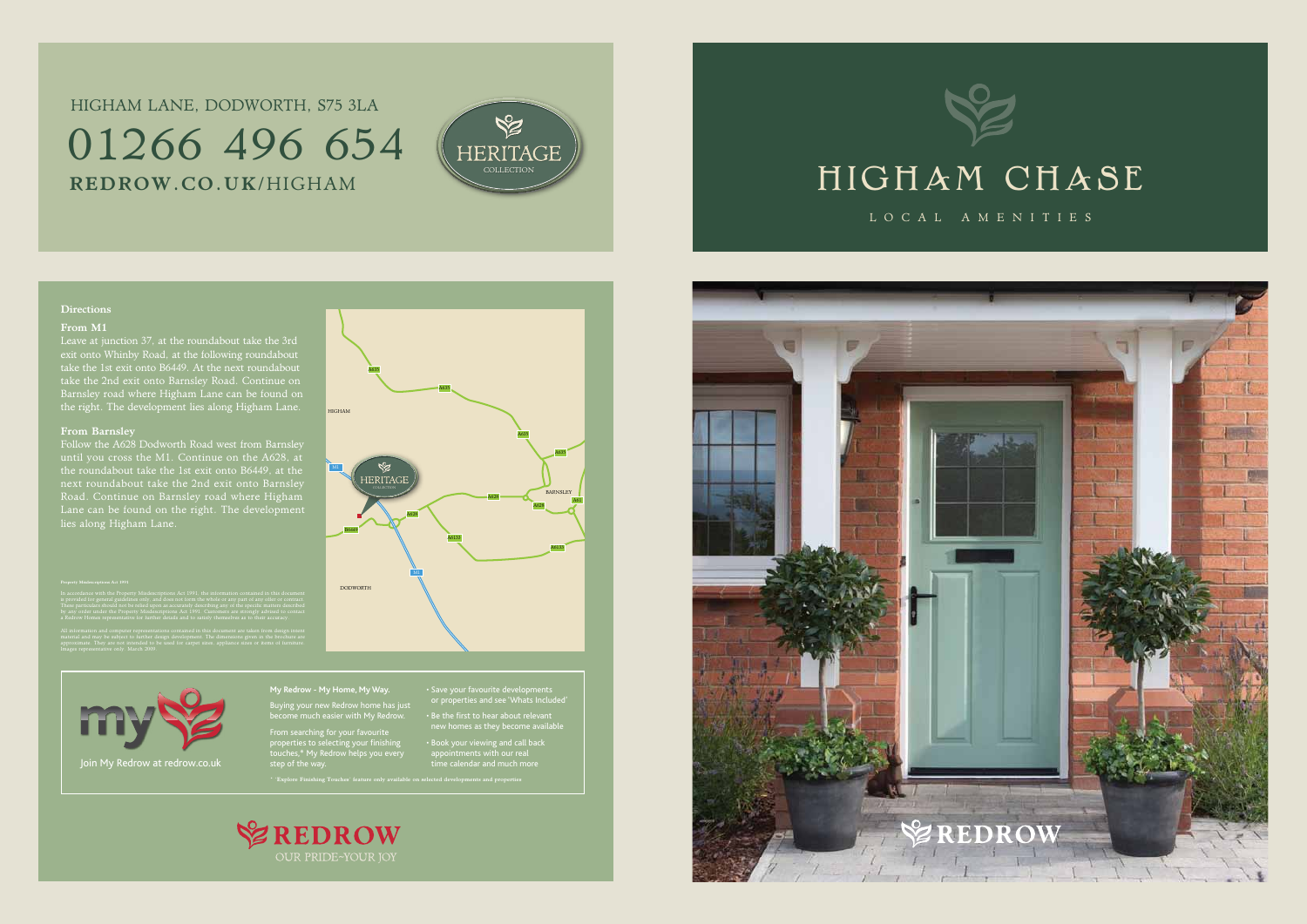HIGHAM LANE, DODWORTH, S75 3LA

# 01266 496 654

**REDROW.CO.UK**/HIGHAM

HERITAGE COLLECTION

# HIGHAM CHASE

LOCAL AMENITIES

## Directions

### From M1

Leave at junction 37, at the roundabout take the 3rd exit onto Whinby Road, at the following roundabout take the 1st exit onto B6449. At the next roundabout take the 2nd exit onto Barnsley Road. Continue on Barnsley road where Higham Lane can be found on the right. The development lies along Higham Lane.

### From Barnsley

Follow the A628 Dodworth Road west from Barnsley until you cross the M1. Continue on the A628, at the roundabout take the 1st exit onto B6449, at the next roundabout take the 2nd exit onto Barnsley Road. Continue on Barnsley road where Higham Lane can be found on the right. The development lies along Higham Lane.

**Property Misdescriptions Act 1991**

In accordance with the Property Misdescriptions Act 1991, the information contained in this document is provided for general guidelines only, and does not form the whole or any part of any offer or contract. These particulars should not be relied upon as accurately describing any of the specific matters described by any order under the Property Misdescriptions Act 1991. Customers are strongly advised to contact a Redrow Homes representative for further details and to satisfy themselves as to their accuracy.

All information and computer representations contained in this document are taken from design intent material and may be subject to further design development. The dimensions given in the brochure are approximate. They are not intended to be used for carpet sizes, appliance sizes or items of furniture. Images representative only. March 2009.

HIGHAM · BARNSLEY · DODWORTH · HERITAGE COLLECTION · A635 · A628 · A61 · A6133 · B6449 · M1

**My Redrow - My Home, My Way.**

Buying your new Redrow home has just become much easier with My Redrow.

From searching for your favourite properties to selecting your finishing touches,* My Redrow helps you every step of the way.

- Save your favourite developments or properties and see 'Whats Included'
- Be the first to hear about relevant new homes as they become available
- Book your viewing and call back appointments with our real time calendar and much more

Join My Redrow at redrow.co.uk

\* 'Explore Finishing Touches' feature only available on selected developments and properties

REDROW
OUR PRIDE-YOUR JOY

REDROW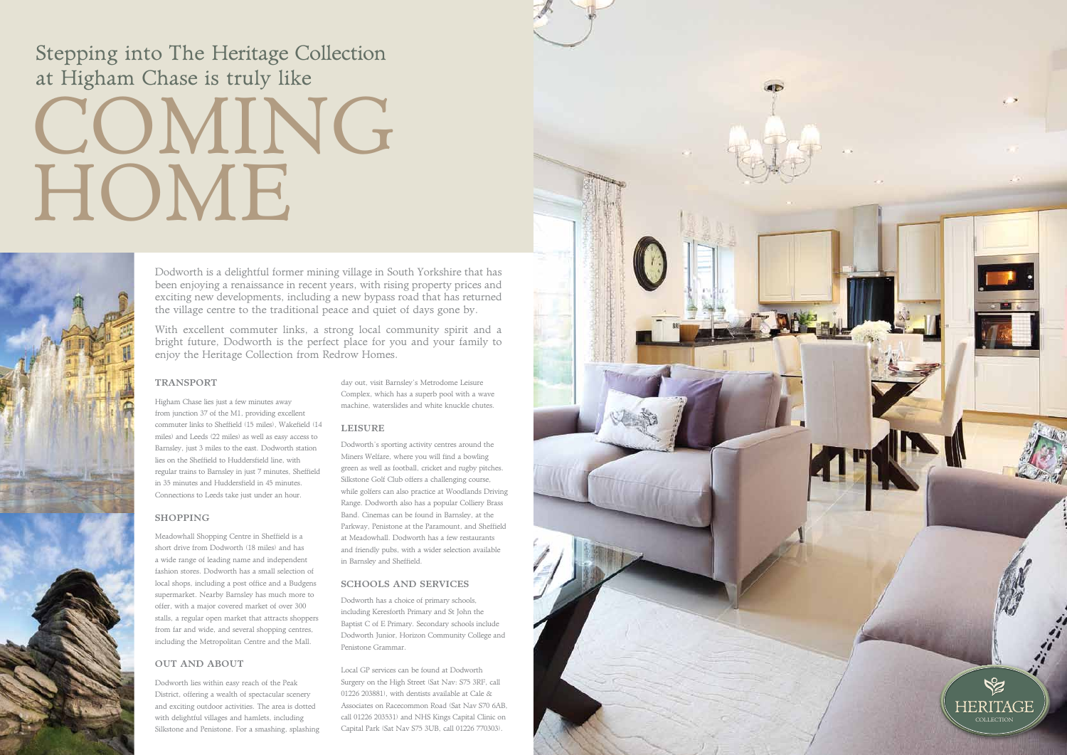# Stepping into The Heritage Collection at Higham Chase is truly like COMING HOME

Dodworth is a delightful former mining village in South Yorkshire that has been enjoying a renaissance in recent years, with rising property prices and exciting new developments, including a new bypass road that has returned the village centre to the traditional peace and quiet of days gone by.

With excellent commuter links, a strong local community spirit and a bright future, Dodworth is the perfect place for you and your family to enjoy the Heritage Collection from Redrow Homes.

## TRANSPORT

Higham Chase lies just a few minutes away from junction 37 of the M1, providing excellent commuter links to Sheffield (15 miles), Wakefield (14 miles) and Leeds (22 miles) as well as easy access to Barnsley, just 3 miles to the east. Dodworth station lies on the Sheffield to Huddersfield line, with regular trains to Barnsley in just 7 minutes, Sheffield in 35 minutes and Huddersfield in 45 minutes. Connections to Leeds take just under an hour.

## SHOPPING

Meadowhall Shopping Centre in Sheffield is a short drive from Dodworth (18 miles) and has a wide range of leading name and independent fashion stores. Dodworth has a small selection of local shops, including a post office and a Budgens supermarket. Nearby Barnsley has much more to offer, with a major covered market of over 300 stalls, a regular open market that attracts shoppers from far and wide, and several shopping centres, including the Metropolitan Centre and the Mall.

## OUT AND ABOUT

Dodworth lies within easy reach of the Peak District, offering a wealth of spectacular scenery and exciting outdoor activities. The area is dotted with delightful villages and hamlets, including Silkstone and Penistone. For a smashing, splashing day out, visit Barnsley's Metrodome Leisure Complex, which has a superb pool with a wave machine, waterslides and white knuckle chutes.

## LEISURE

Dodworth's sporting activity centres around the Miners Welfare, where you will find a bowling green as well as football, cricket and rugby pitches. Silkstone Golf Club offers a challenging course, while golfers can also practice at Woodlands Driving Range. Dodworth also has a popular Colliery Brass Band. Cinemas can be found in Barnsley, at the Parkway, Penistone at the Paramount, and Sheffield at Meadowhall. Dodworth has a few restaurants and friendly pubs, with a wider selection available in Barnsley and Sheffield.

## SCHOOLS AND SERVICES

Dodworth has a choice of primary schools, including Keresforth Primary and St John the Baptist C of E Primary. Secondary schools include Dodworth Junior, Horizon Community College and Penistone Grammar.

Local GP services can be found at Dodworth Surgery on the High Street (Sat Nav: S75 3RF, call 01226 203881), with dentists available at Cale & Associates on Racecommon Road (Sat Nav S70 6AB, call 01226 203531) and NHS Kings Capital Clinic on Capital Park (Sat Nav S75 3UB, call 01226 770303).

HERITAGE COLLECTION